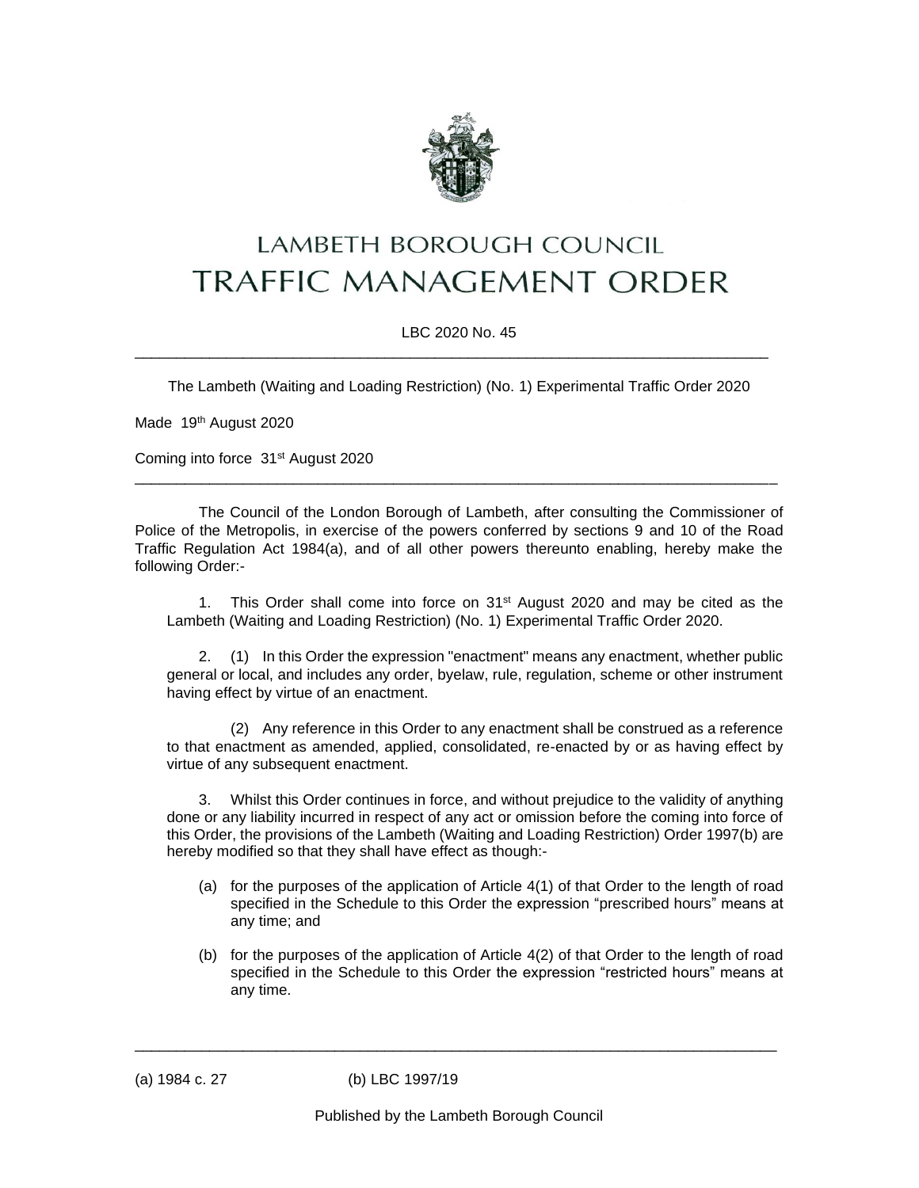# LAMBETH BOROUGH COUNCIL
# TRAFFIC MANAGEMENT ORDER

LBC 2020 No. 45

---

The Lambeth (Waiting and Loading Restriction) (No. 1) Experimental Traffic Order 2020

Made 19th August 2020

Coming into force 31st August 2020

---

The Council of the London Borough of Lambeth, after consulting the Commissioner of Police of the Metropolis, in exercise of the powers conferred by sections 9 and 10 of the Road Traffic Regulation Act 1984(a), and of all other powers thereunto enabling, hereby make the following Order:-

1. This Order shall come into force on 31st August 2020 and may be cited as the Lambeth (Waiting and Loading Restriction) (No. 1) Experimental Traffic Order 2020.

2. (1) In this Order the expression "enactment" means any enactment, whether public general or local, and includes any order, byelaw, rule, regulation, scheme or other instrument having effect by virtue of an enactment.

   (2) Any reference in this Order to any enactment shall be construed as a reference to that enactment as amended, applied, consolidated, re-enacted by or as having effect by virtue of any subsequent enactment.

3. Whilst this Order continues in force, and without prejudice to the validity of anything done or any liability incurred in respect of any act or omission before the coming into force of this Order, the provisions of the Lambeth (Waiting and Loading Restriction) Order 1997(b) are hereby modified so that they shall have effect as though:-

   (a) for the purposes of the application of Article 4(1) of that Order to the length of road specified in the Schedule to this Order the expression "prescribed hours" means at any time; and

   (b) for the purposes of the application of Article 4(2) of that Order to the length of road specified in the Schedule to this Order the expression "restricted hours" means at any time.

---

(a) 1984 c. 27 (b) LBC 1997/19

Published by the Lambeth Borough Council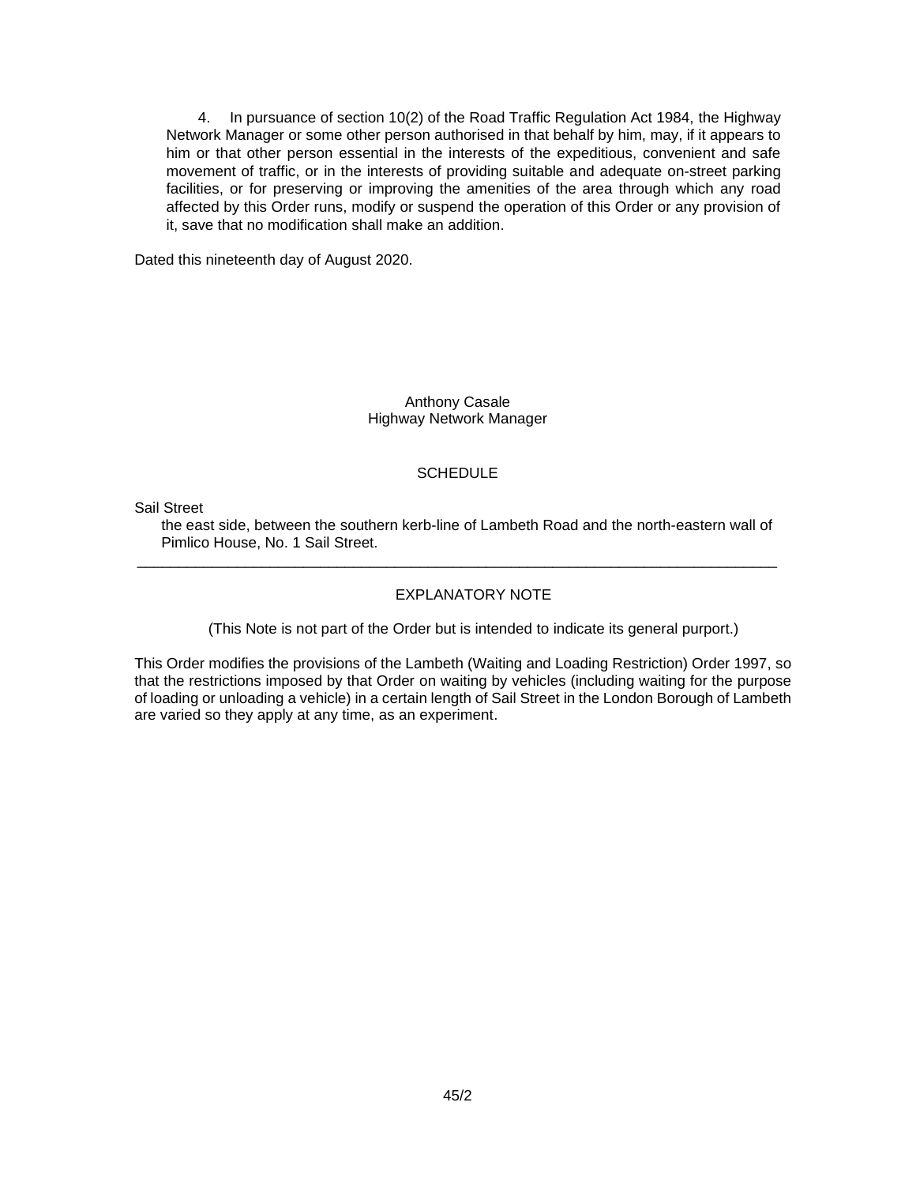4. In pursuance of section 10(2) of the Road Traffic Regulation Act 1984, the Highway Network Manager or some other person authorised in that behalf by him, may, if it appears to him or that other person essential in the interests of the expeditious, convenient and safe movement of traffic, or in the interests of providing suitable and adequate on-street parking facilities, or for preserving or improving the amenities of the area through which any road affected by this Order runs, modify or suspend the operation of this Order or any provision of it, save that no modification shall make an addition.

Dated this nineteenth day of August 2020.

Anthony Casale
Highway Network Manager

## SCHEDULE

Sail Street

the east side, between the southern kerb-line of Lambeth Road and the north-eastern wall of Pimlico House, No. 1 Sail Street.

---

## EXPLANATORY NOTE

(This Note is not part of the Order but is intended to indicate its general purport.)

This Order modifies the provisions of the Lambeth (Waiting and Loading Restriction) Order 1997, so that the restrictions imposed by that Order on waiting by vehicles (including waiting for the purpose of loading or unloading a vehicle) in a certain length of Sail Street in the London Borough of Lambeth are varied so they apply at any time, as an experiment.

45/2